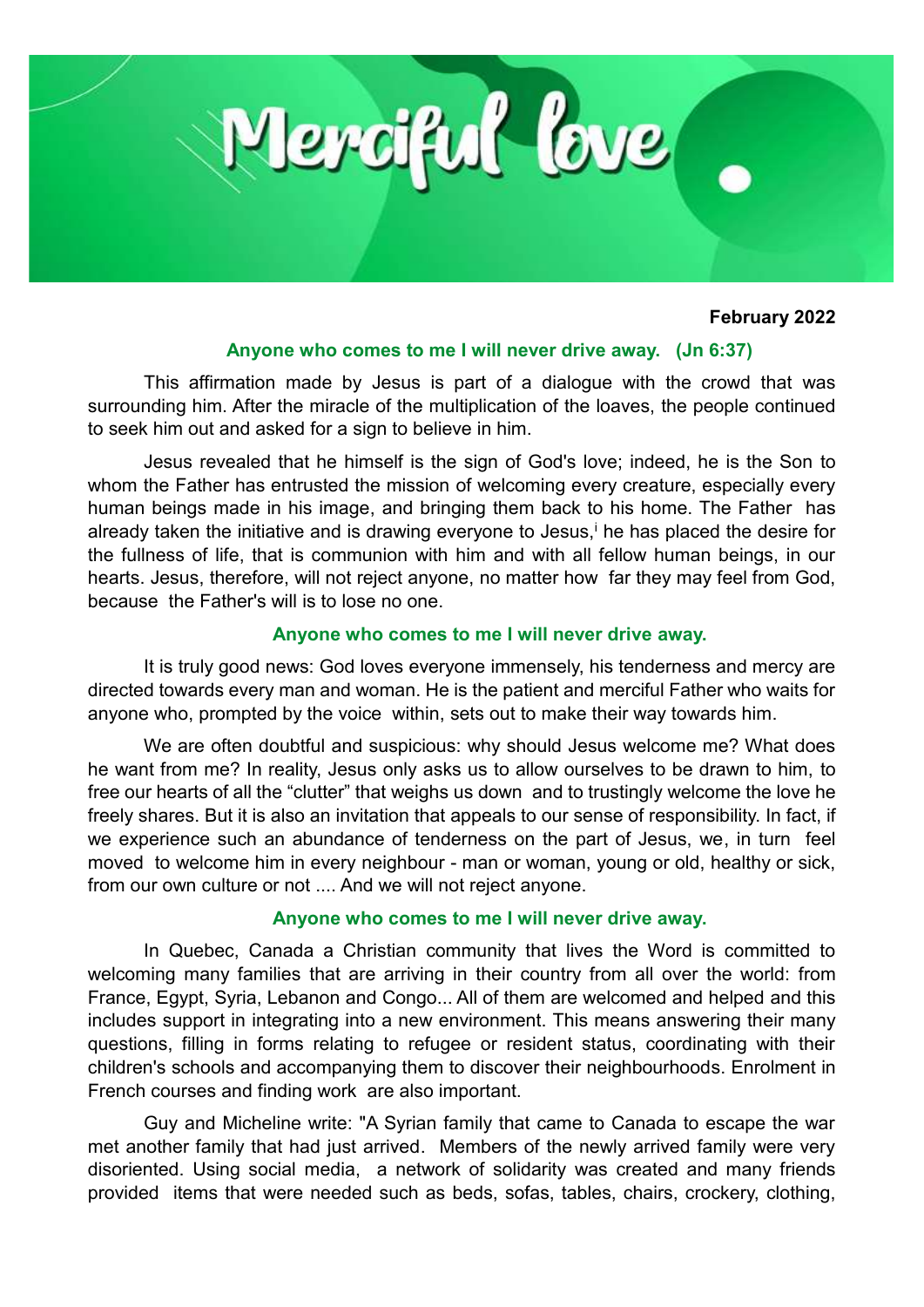# Merciful love

**February 2022**

**Anyone who comes to me I will never drive away. (Jn 6:37)**

This affirmation made by Jesus is part of a dialogue with the crowd that was surrounding him. After the miracle of the multiplication of the loaves, the people continued to seek him out and asked for a sign to believe in him.

Jesus revealed that he himself is the sign of God's love; indeed, he is the Son to whom the Father has entrusted the mission of welcoming every creature, especially every human beings made in his image, and bringing them back to his home. The Father has already taken the initiative and is drawing everyone to Jesus,[i] he has placed the desire for the fullness of life, that is communion with him and with all fellow human beings, in our hearts. Jesus, therefore, will not reject anyone, no matter how far they may feel from God, because the Father's will is to lose no one.

**Anyone who comes to me I will never drive away.**

It is truly good news: God loves everyone immensely, his tenderness and mercy are directed towards every man and woman. He is the patient and merciful Father who waits for anyone who, prompted by the voice within, sets out to make their way towards him.

We are often doubtful and suspicious: why should Jesus welcome me? What does he want from me? In reality, Jesus only asks us to allow ourselves to be drawn to him, to free our hearts of all the "clutter" that weighs us down and to trustingly welcome the love he freely shares. But it is also an invitation that appeals to our sense of responsibility. In fact, if we experience such an abundance of tenderness on the part of Jesus, we, in turn feel moved to welcome him in every neighbour - man or woman, young or old, healthy or sick, from our own culture or not .... And we will not reject anyone.

**Anyone who comes to me I will never drive away.**

In Quebec, Canada a Christian community that lives the Word is committed to welcoming many families that are arriving in their country from all over the world: from France, Egypt, Syria, Lebanon and Congo... All of them are welcomed and helped and this includes support in integrating into a new environment. This means answering their many questions, filling in forms relating to refugee or resident status, coordinating with their children's schools and accompanying them to discover their neighbourhoods. Enrolment in French courses and finding work are also important.

Guy and Micheline write: "A Syrian family that came to Canada to escape the war met another family that had just arrived. Members of the newly arrived family were very disoriented. Using social media, a network of solidarity was created and many friends provided items that were needed such as beds, sofas, tables, chairs, crockery, clothing,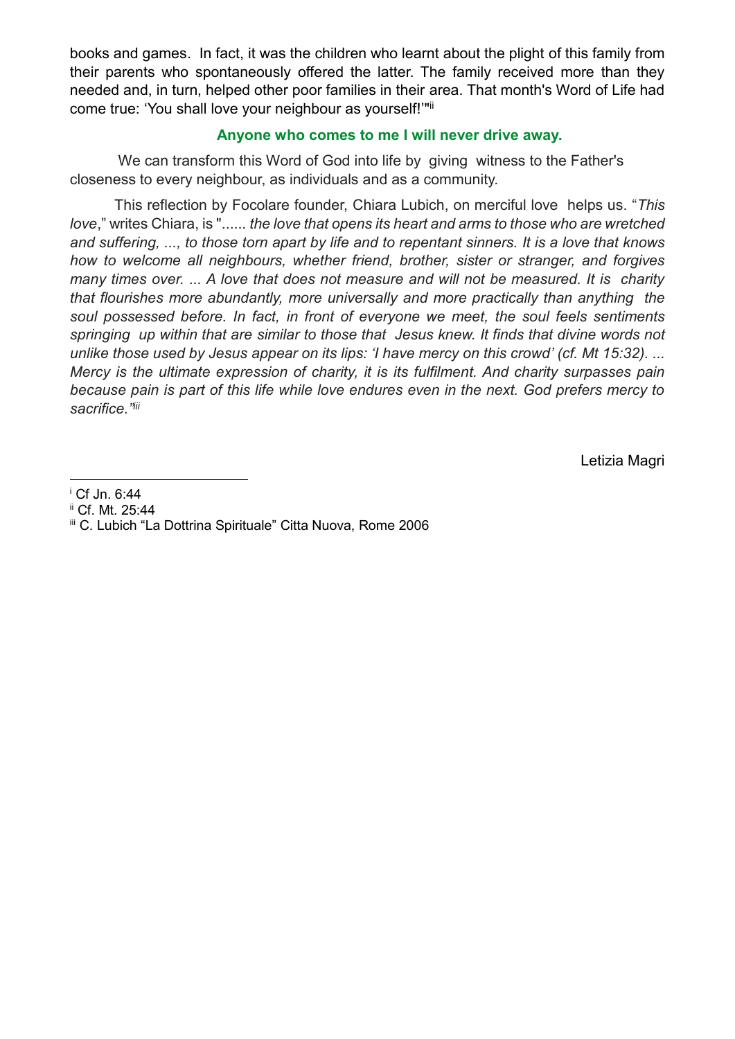books and games. In fact, it was the children who learnt about the plight of this family from their parents who spontaneously offered the latter. The family received more than they needed and, in turn, helped other poor families in their area. That month's Word of Life had come true: 'You shall love your neighbour as yourself!'"[ii]

**Anyone who comes to me I will never drive away.**

We can transform this Word of God into life by giving witness to the Father's closeness to every neighbour, as individuals and as a community.

This reflection by Focolare founder, Chiara Lubich, on merciful love helps us. "*This love*," writes Chiara, is "...... *the love that opens its heart and arms to those who are wretched and suffering, ..., to those torn apart by life and to repentant sinners. It is a love that knows how to welcome all neighbours, whether friend, brother, sister or stranger, and forgives many times over. ... A love that does not measure and will not be measured. It is charity that flourishes more abundantly, more universally and more practically than anything the soul possessed before. In fact, in front of everyone we meet, the soul feels sentiments springing up within that are similar to those that Jesus knew. It finds that divine words not unlike those used by Jesus appear on its lips: 'I have mercy on this crowd' (cf. Mt 15:32). ... Mercy is the ultimate expression of charity, it is its fulfilment. And charity surpasses pain because pain is part of this life while love endures even in the next. God prefers mercy to sacrifice."*[iii]

Letizia Magri

---

[i] Cf Jn. 6:44

[ii] Cf. Mt. 25:44

[iii] C. Lubich "La Dottrina Spirituale" Citta Nuova, Rome 2006